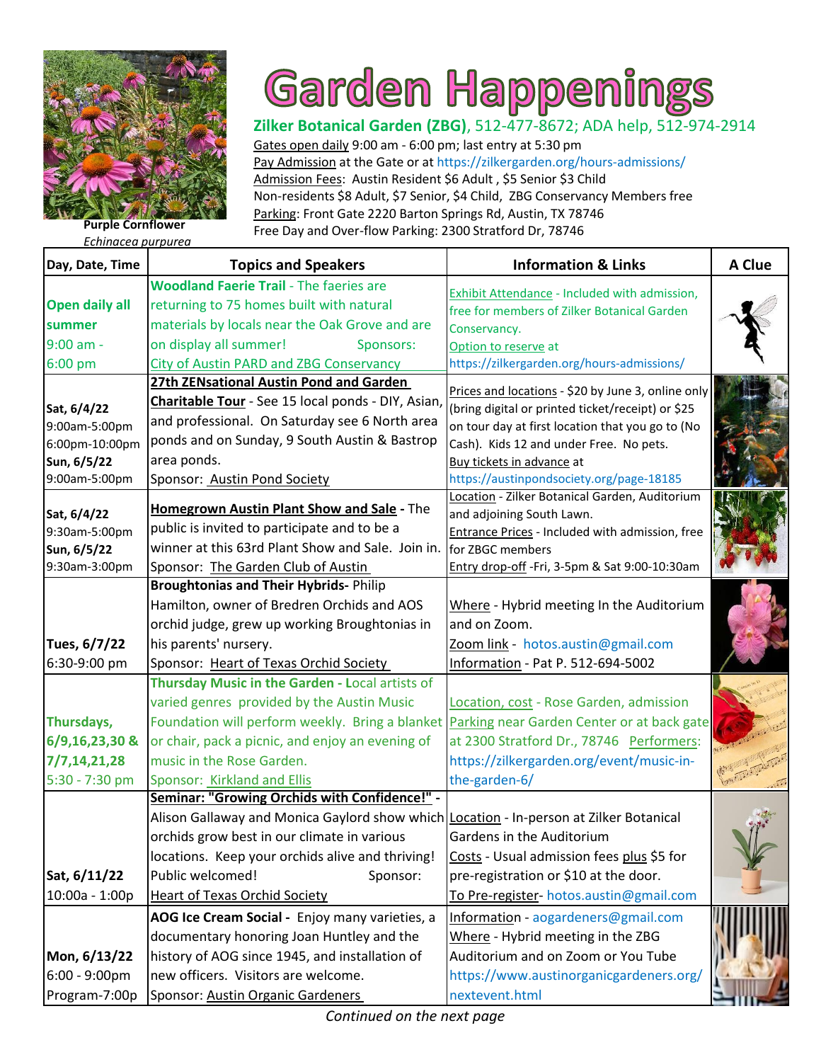Purple Cornflower
*Echinacea purpurea*

# Garden Happenings

**Zilker Botanical Garden (ZBG)**, 512-477-8672; ADA help, 512-974-2914

Gates open daily 9:00 am - 6:00 pm; last entry at 5:30 pm
Pay Admission at the Gate or at https://zilkergarden.org/hours-admissions/
Admission Fees: Austin Resident $6 Adult , $5 Senior $3 Child
Non-residents $8 Adult, $7 Senior, $4 Child, ZBG Conservancy Members free
Parking: Front Gate 2220 Barton Springs Rd, Austin, TX 78746
Free Day and Over-flow Parking: 2300 Stratford Dr, 78746

| Day, Date, Time | Topics and Speakers | Information & Links | A Clue |
|---|---|---|---|
| **Open daily all summer** 9:00 am - 6:00 pm | **Woodland Faerie Trail** - The faeries are returning to 75 homes built with natural materials by locals near the Oak Grove and are on display all summer! Sponsors: City of Austin PARD and ZBG Conservancy | Exhibit Attendance - Included with admission, free for members of Zilker Botanical Garden Conservancy. Option to reserve at https://zilkergarden.org/hours-admissions/ | |
| **Sat, 6/4/22** 9:00am-5:00pm 6:00pm-10:00pm **Sun, 6/5/22** 9:00am-5:00pm | **27th ZENsational Austin Pond and Garden Charitable Tour** - See 15 local ponds - DIY, Asian, and professional. On Saturday see 6 North area ponds and on Sunday, 9 South Austin & Bastrop area ponds. Sponsor: Austin Pond Society | Prices and locations - $20 by June 3, online only (bring digital or printed ticket/receipt) or $25 on tour day at first location that you go to (No Cash). Kids 12 and under Free. No pets. Buy tickets in advance at https://austinpondsociety.org/page-18185 | |
| **Sat, 6/4/22** 9:30am-5:00pm **Sun, 6/5/22** 9:30am-3:00pm | **Homegrown Austin Plant Show and Sale** - The public is invited to participate and to be a winner at this 63rd Plant Show and Sale. Join in. Sponsor: The Garden Club of Austin | Location - Zilker Botanical Garden, Auditorium and adjoining South Lawn. Entrance Prices - Included with admission, free for ZBGC members Entry drop-off -Fri, 3-5pm & Sat 9:00-10:30am | |
| **Tues, 6/7/22** 6:30-9:00 pm | **Broughtonias and Their Hybrids**- Philip Hamilton, owner of Bredren Orchids and AOS orchid judge, grew up working Broughtonias in his parents' nursery. Sponsor: Heart of Texas Orchid Society | Where - Hybrid meeting In the Auditorium and on Zoom. Zoom link - hotos.austin@gmail.com Information - Pat P. 512-694-5002 | |
| **Thursdays, 6/9,16,23,30 & 7/7,14,21,28** 5:30 - 7:30 pm | **Thursday Music in the Garden - L**ocal artists of varied genres provided by the Austin Music Foundation will perform weekly. Bring a blanket or chair, pack a picnic, and enjoy an evening of music in the Rose Garden. Sponsor: Kirkland and Ellis | Location, cost - Rose Garden, admission Parking near Garden Center or at back gate at 2300 Stratford Dr., 78746 Performers: https://zilkergarden.org/event/music-in-the-garden-6/ | |
| **Sat, 6/11/22** 10:00a - 1:00p | **Seminar: "Growing Orchids with Confidence!"** - Alison Gallaway and Monica Gaylord show which orchids grow best in our climate in various locations. Keep your orchids alive and thriving! Public welcomed! Sponsor: Heart of Texas Orchid Society | Location - In-person at Zilker Botanical Gardens in the Auditorium Costs - Usual admission fees plus $5 for pre-registration or $10 at the door. To Pre-register- hotos.austin@gmail.com | |
| **Mon, 6/13/22** 6:00 - 9:00pm Program-7:00p | **AOG Ice Cream Social** - Enjoy many varieties, a documentary honoring Joan Huntley and the history of AOG since 1945, and installation of new officers. Visitors are welcome. Sponsor: Austin Organic Gardeners | Information - aogardeners@gmail.com Where - Hybrid meeting in the ZBG Auditorium and on Zoom or You Tube https://www.austinorganicgardeners.org/nextevent.html | |

*Continued on the next page*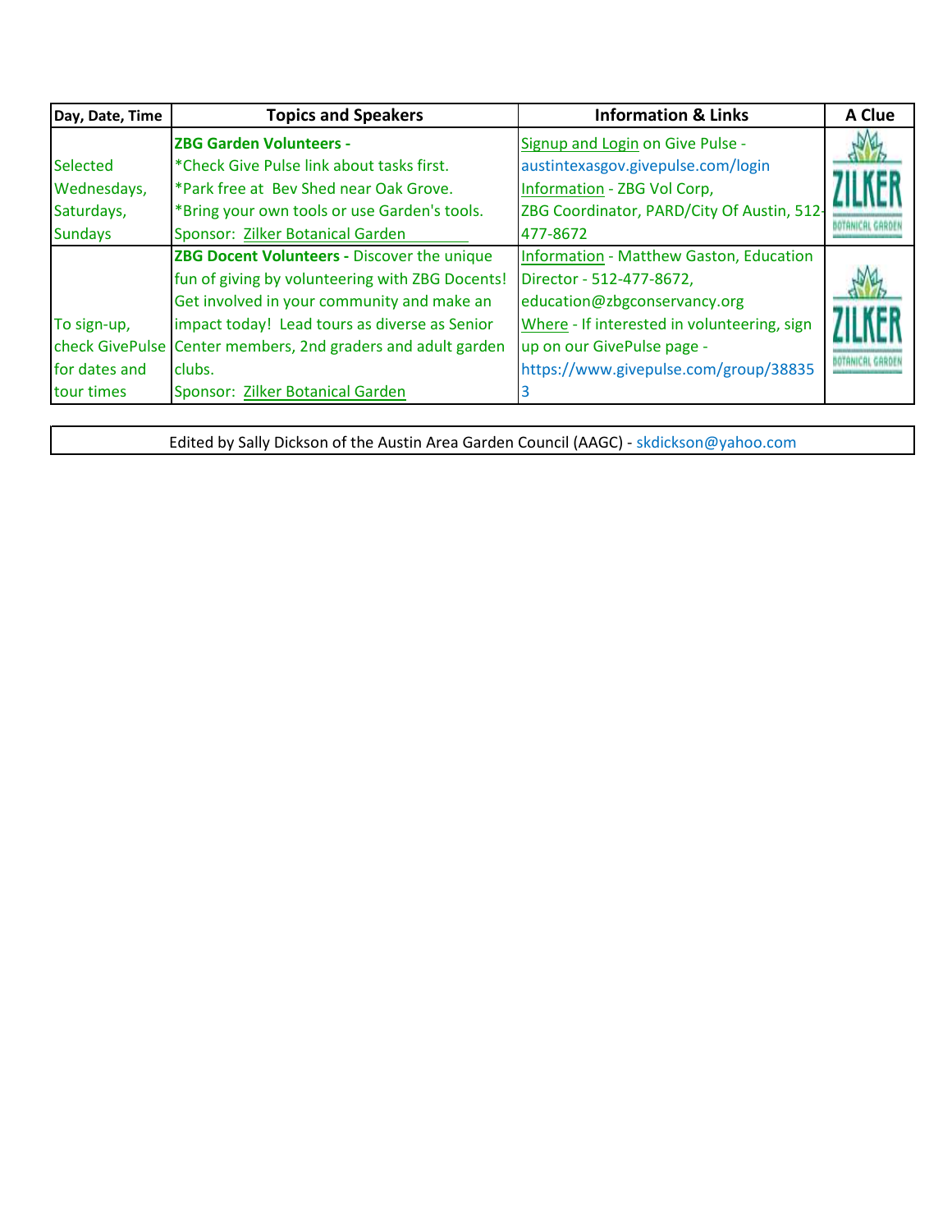| Day, Date, Time | Topics and Speakers | Information & Links | A Clue |
|---|---|---|---|
| Selected Wednesdays, Saturdays, Sundays | **ZBG Garden Volunteers -** *Check Give Pulse link about tasks first. *Park free at Bev Shed near Oak Grove. *Bring your own tools or use Garden's tools. Sponsor: Zilker Botanical Garden | Signup and Login on Give Pulse - austintexasgov.givepulse.com/login Information - ZBG Vol Corp, ZBG Coordinator, PARD/City Of Austin, 512-477-8672 | ZILKER BOTANICAL GARDEN |
| To sign-up, check GivePulse for dates and tour times | **ZBG Docent Volunteers -** Discover the unique fun of giving by volunteering with ZBG Docents! Get involved in your community and make an impact today! Lead tours as diverse as Senior Center members, 2nd graders and adult garden clubs. Sponsor: Zilker Botanical Garden | Information - Matthew Gaston, Education Director - 512-477-8672, education@zbgconservancy.org Where - If interested in volunteering, sign up on our GivePulse page - https://www.givepulse.com/group/388353 | ZILKER BOTANICAL GARDEN |

Edited by Sally Dickson of the Austin Area Garden Council (AAGC) - skdickson@yahoo.com